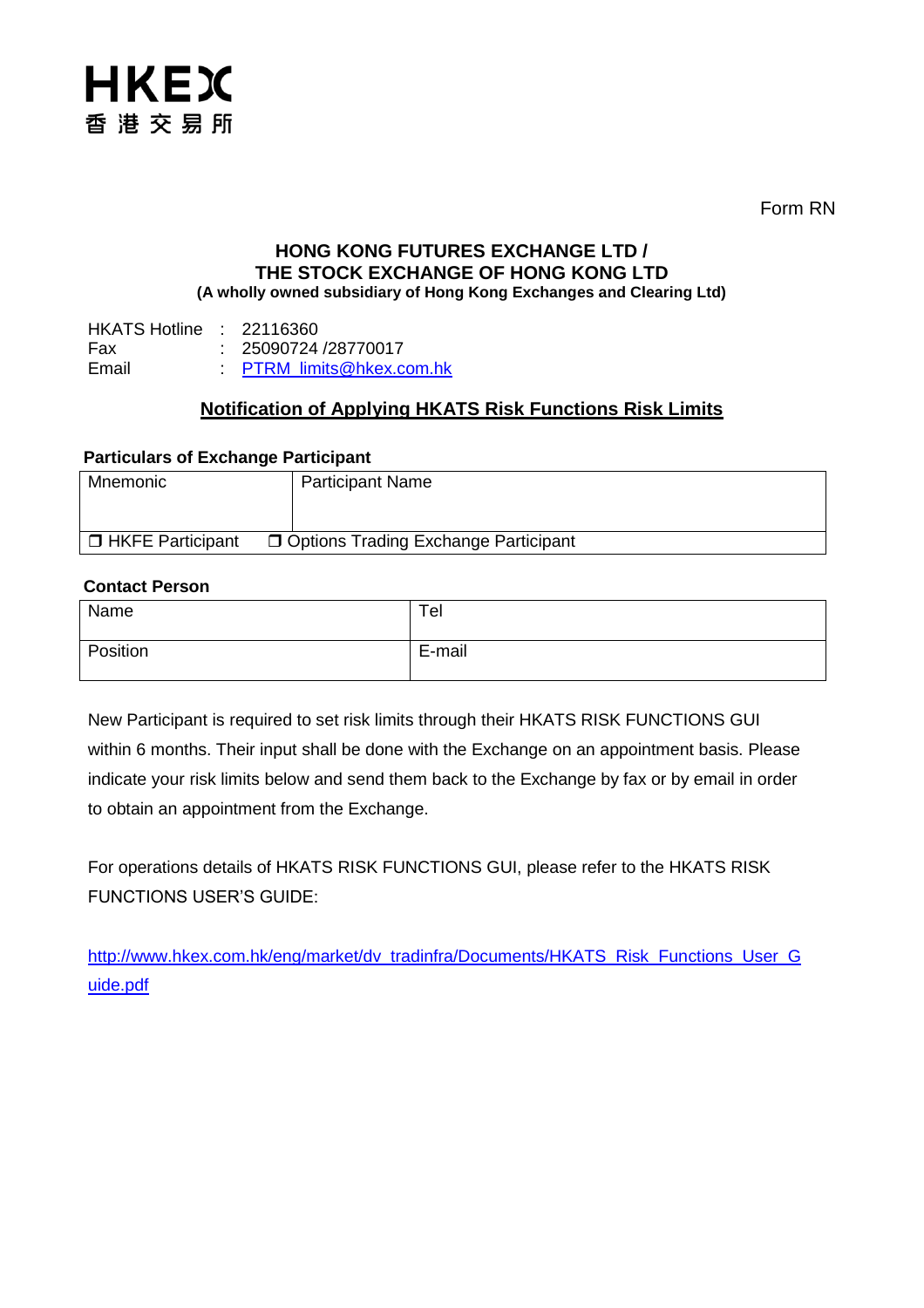HKEX
香港交易所

Form RN

**HONG KONG FUTURES EXCHANGE LTD /**
**THE STOCK EXCHANGE OF HONG KONG LTD**
**(A wholly owned subsidiary of Hong Kong Exchanges and Clearing Ltd)**

HKATS Hotline : 22116360
Fax : 25090724 /28770017
Email : PTRM_limits@hkex.com.hk

## Notification of Applying HKATS Risk Functions Risk Limits

**Particulars of Exchange Participant**

| Mnemonic | Participant Name |
|---|---|
| ❒ HKFE Participant | ❒ Options Trading Exchange Participant |

**Contact Person**

| Name | Tel |
|---|---|
| Position | E-mail |

New Participant is required to set risk limits through their HKATS RISK FUNCTIONS GUI within 6 months. Their input shall be done with the Exchange on an appointment basis. Please indicate your risk limits below and send them back to the Exchange by fax or by email in order to obtain an appointment from the Exchange.

For operations details of HKATS RISK FUNCTIONS GUI, please refer to the HKATS RISK FUNCTIONS USER'S GUIDE:

http://www.hkex.com.hk/eng/market/dv_tradinfra/Documents/HKATS_Risk_Functions_User_Guide.pdf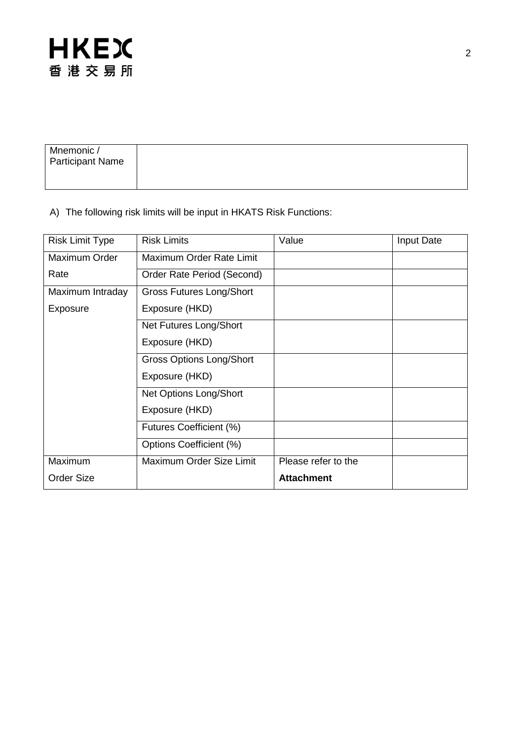| Mnemonic / Participant Name | |
|---|---|

A) The following risk limits will be input in HKATS Risk Functions:

| Risk Limit Type | Risk Limits | Value | Input Date |
|---|---|---|---|
| Maximum Order Rate | Maximum Order Rate Limit | | |
| | Order Rate Period (Second) | | |
| Maximum Intraday Exposure | Gross Futures Long/Short Exposure (HKD) | | |
| | Net Futures Long/Short Exposure (HKD) | | |
| | Gross Options Long/Short Exposure (HKD) | | |
| | Net Options Long/Short Exposure (HKD) | | |
| | Futures Coefficient (%) | | |
| | Options Coefficient (%) | | |
| Maximum Order Size | Maximum Order Size Limit | Please refer to the **Attachment** | |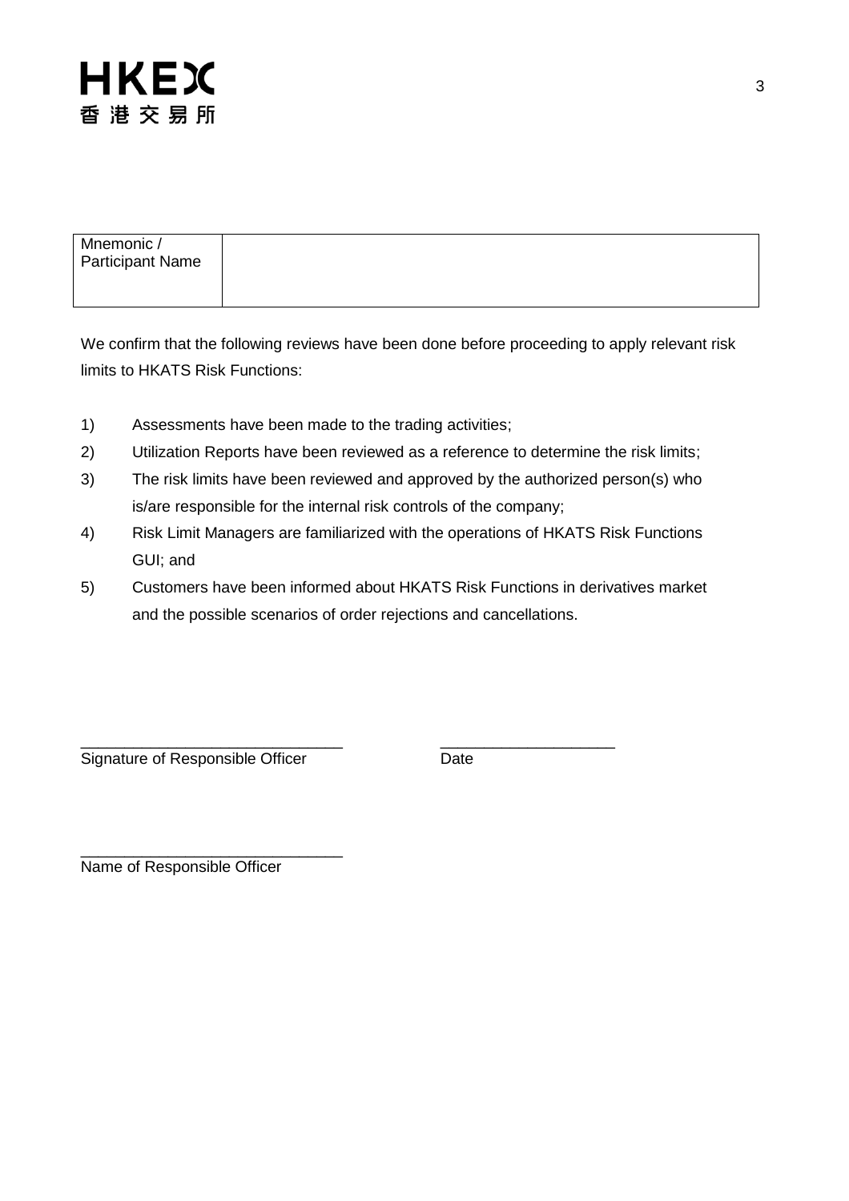| Mnemonic / Participant Name | |
| --- | --- |

We confirm that the following reviews have been done before proceeding to apply relevant risk limits to HKATS Risk Functions:

1) Assessments have been made to the trading activities;
2) Utilization Reports have been reviewed as a reference to determine the risk limits;
3) The risk limits have been reviewed and approved by the authorized person(s) who is/are responsible for the internal risk controls of the company;
4) Risk Limit Managers are familiarized with the operations of HKATS Risk Functions GUI; and
5) Customers have been informed about HKATS Risk Functions in derivatives market and the possible scenarios of order rejections and cancellations.

\_\_\_\_\_\_\_\_\_\_\_\_\_\_\_\_\_\_\_\_\_\_\_\_\_\_\_\_\_\_ \_\_\_\_\_\_\_\_\_\_\_\_\_\_\_\_\_\_\_\_

Signature of Responsible Officer Date

\_\_\_\_\_\_\_\_\_\_\_\_\_\_\_\_\_\_\_\_\_\_\_\_\_\_\_\_\_\_

Name of Responsible Officer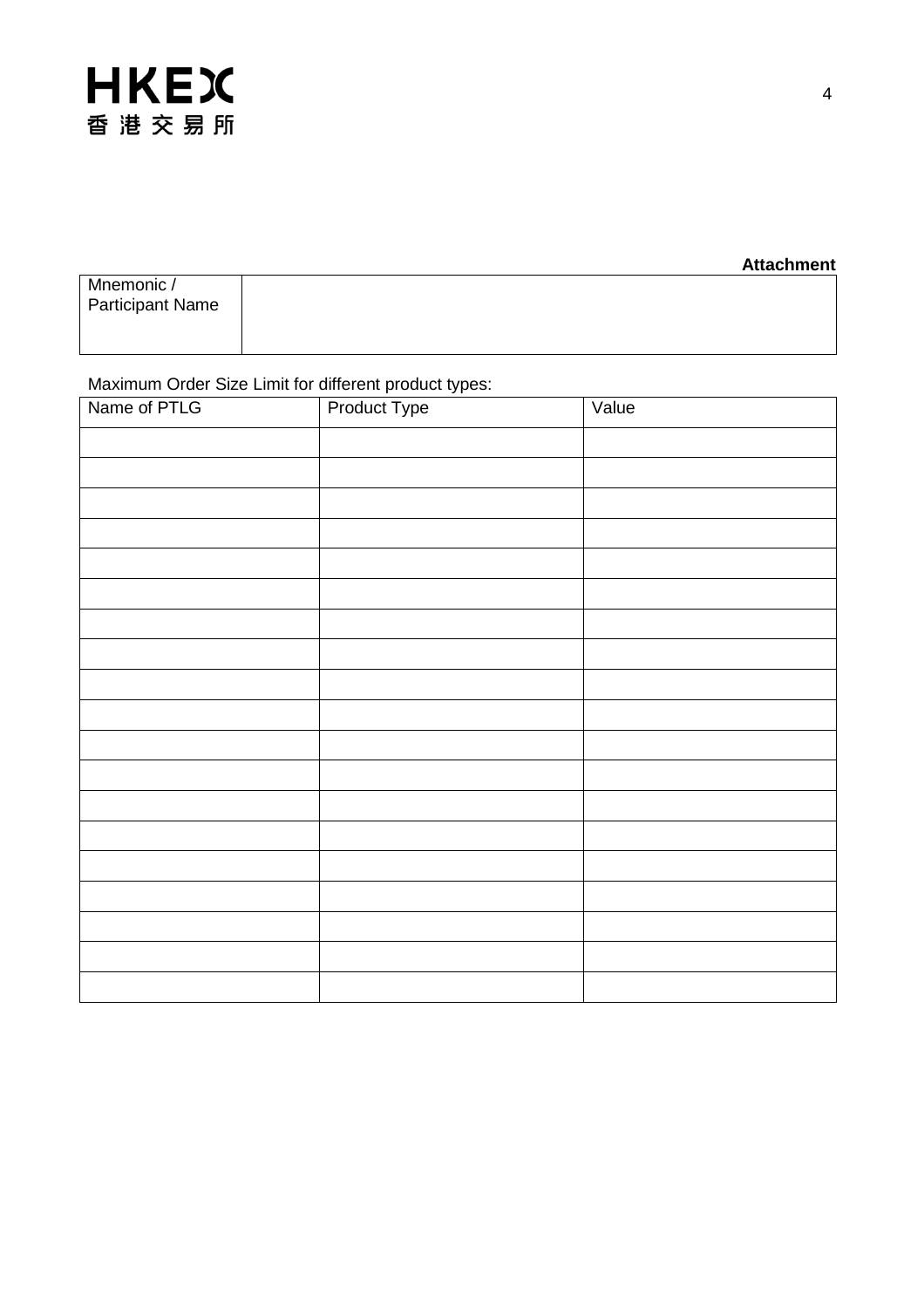**Attachment**

| | |
|---|---|
| Mnemonic / Participant Name | |

Maximum Order Size Limit for different product types:

| Name of PTLG | Product Type | Value |
|---|---|---|
| | | |
| | | |
| | | |
| | | |
| | | |
| | | |
| | | |
| | | |
| | | |
| | | |
| | | |
| | | |
| | | |
| | | |
| | | |
| | | |
| | | |
| | | |
| | | |